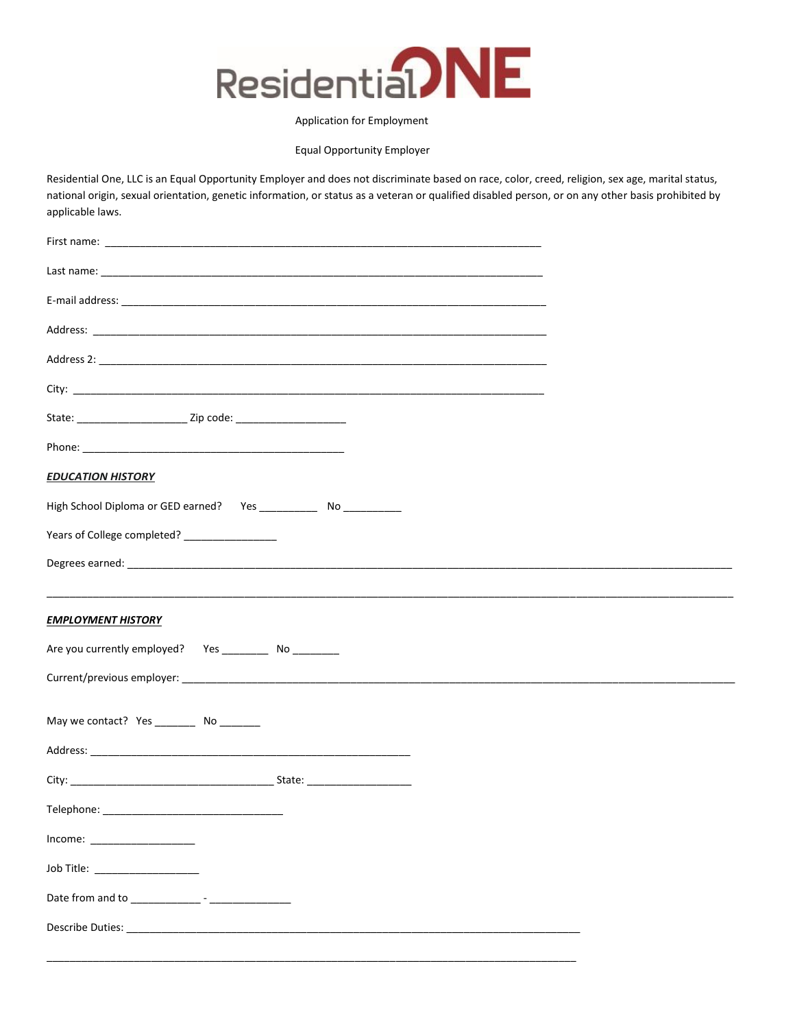# Residential ONE

Application for Employment

Equal Opportunity Employer

Residential One, LLC is an Equal Opportunity Employer and does not discriminate based on race, color, creed, religion, sex age, marital status, national origin, sexual orientation, genetic information, or status as a veteran or qualified disabled person, or on any other basis prohibited by applicable laws.

First name: ______________________________________________________________________________

Last name: ______________________________________________________________________________

E-mail address: ___________________________________________________________________________

Address: ________________________________________________________________________________

Address 2: ______________________________________________________________________________

City: ___________________________________________________________________________________

State: ___________________ Zip code: ___________________

Phone: ______________________________________________

***EDUCATION HISTORY***

High School Diploma or GED earned? Yes __________ No __________

Years of College completed? ________________

Degrees earned: _____________________________________________________________________________________________________________

_____________________________________________________________________________________________________________________________

***EMPLOYMENT HISTORY***

Are you currently employed? Yes ________ No ________

Current/previous employer: ________________________________________________________________________________________________

May we contact? Yes _______ No _______

Address: ________________________________________________________

City: ___________________________________ State: __________________

Telephone: _______________________________

Income: __________________

Job Title: __________________

Date from and to ____________ - ______________

Describe Duties: _______________________________________________________________________________

_______________________________________________________________________________________________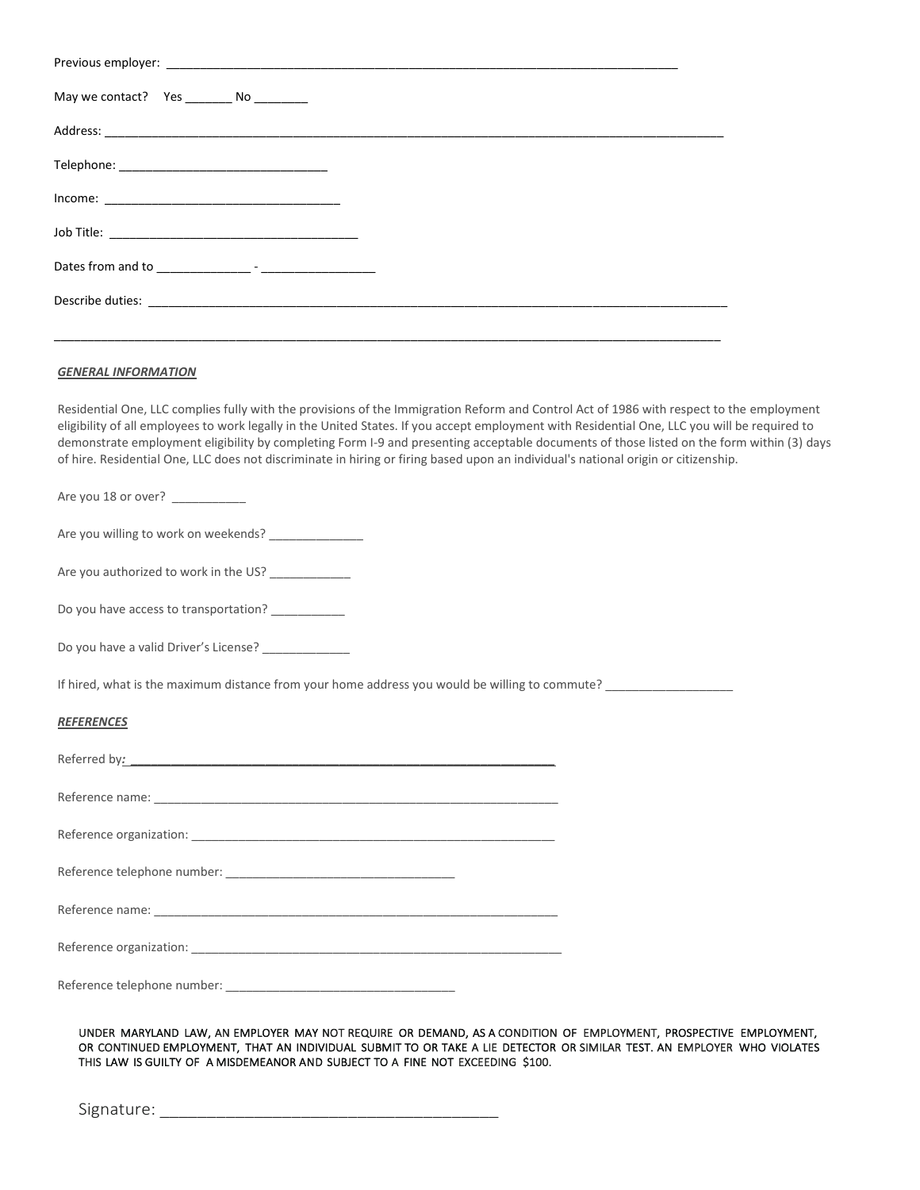Previous employer: ___________________________________________________________________________

May we contact? Yes _______ No ________

Address: ___________________________________________________________________________________________

Telephone: ______________________________

Income: __________________________________

Job Title: ____________________________________

Dates from and to _____________ - ________________

Describe duties: __________________________________________________________________________________

___________________________________________________________________________________________________

***GENERAL INFORMATION***

Residential One, LLC complies fully with the provisions of the Immigration Reform and Control Act of 1986 with respect to the employment eligibility of all employees to work legally in the United States. If you accept employment with Residential One, LLC you will be required to demonstrate employment eligibility by completing Form I-9 and presenting acceptable documents of those listed on the form within (3) days of hire. Residential One, LLC does not discriminate in hiring or firing based upon an individual's national origin or citizenship.

Are you 18 or over? __________

Are you willing to work on weekends? _____________

Are you authorized to work in the US? ___________

Do you have access to transportation? __________

Do you have a valid Driver's License? ____________

If hired, what is the maximum distance from your home address you would be willing to commute? __________________

***REFERENCES***

Referred by: _____________________________________________________________

Reference name: __________________________________________________________

Reference organization: ____________________________________________________

Reference telephone number: _________________________________

Reference name: __________________________________________________________

Reference organization: ____________________________________________________

Reference telephone number: _________________________________

UNDER MARYLAND LAW, AN EMPLOYER MAY NOT REQUIRE OR DEMAND, AS A CONDITION OF EMPLOYMENT, PROSPECTIVE EMPLOYMENT, OR CONTINUED EMPLOYMENT, THAT AN INDIVIDUAL SUBMIT TO OR TAKE A LIE DETECTOR OR SIMILAR TEST. AN EMPLOYER WHO VIOLATES THIS LAW IS GUILTY OF A MISDEMEANOR AND SUBJECT TO A FINE NOT EXCEEDING $100.

Signature: ________________________________________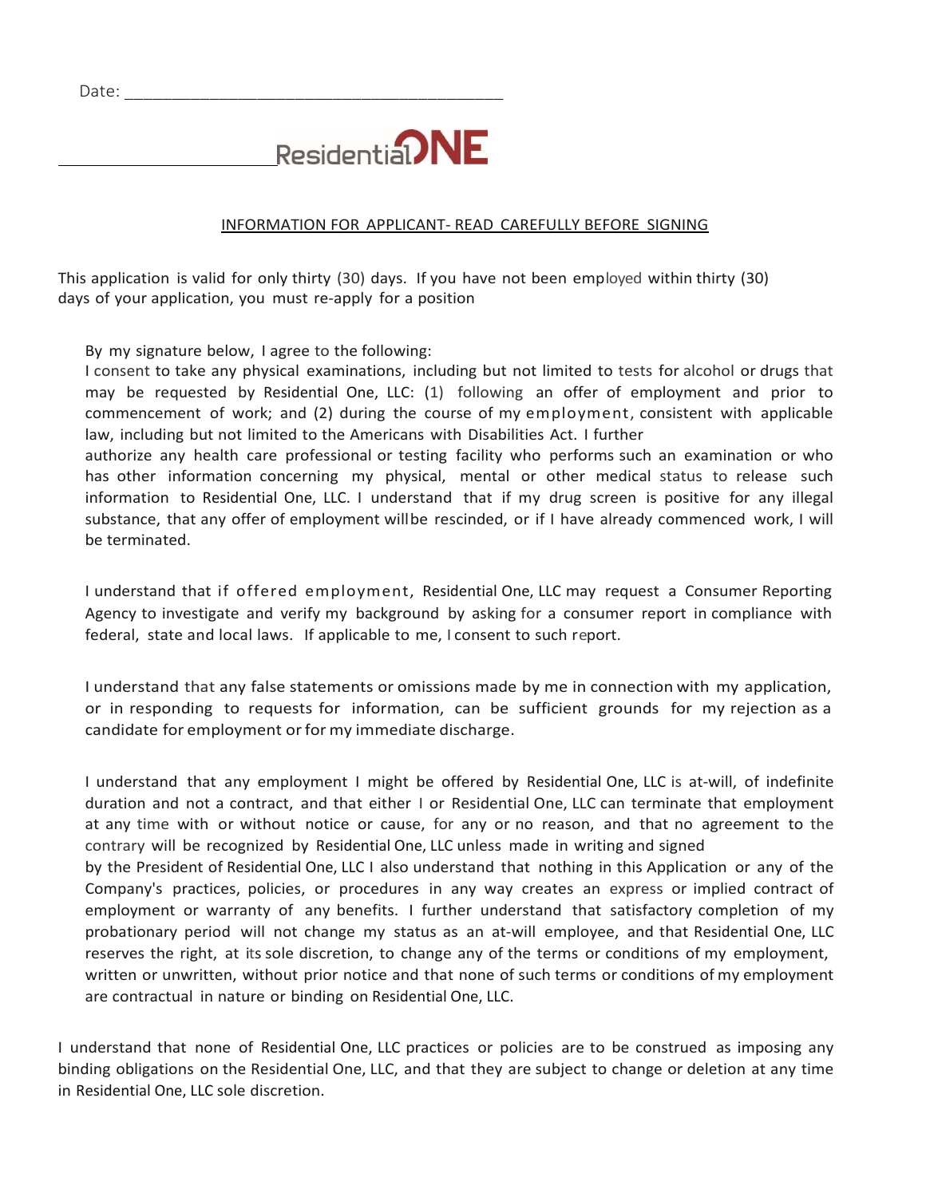Date: ____________________________________________

______________________ ResidentialONE

INFORMATION FOR APPLICANT- READ CAREFULLY BEFORE SIGNING

This application is valid for only thirty (30) days. If you have not been employed within thirty (30) days of your application, you must re-apply for a position

By my signature below, I agree to the following:
I consent to take any physical examinations, including but not limited to tests for alcohol or drugs that may be requested by Residential One, LLC: (1) following an offer of employment and prior to commencement of work; and (2) during the course of my employment, consistent with applicable law, including but not limited to the Americans with Disabilities Act. I further authorize any health care professional or testing facility who performs such an examination or who has other information concerning my physical, mental or other medical status to release such information to Residential One, LLC. I understand that if my drug screen is positive for any illegal substance, that any offer of employment will be rescinded, or if I have already commenced work, I will be terminated.

I understand that if offered employment, Residential One, LLC may request a Consumer Reporting Agency to investigate and verify my background by asking for a consumer report in compliance with federal, state and local laws. If applicable to me, I consent to such report.

I understand that any false statements or omissions made by me in connection with my application, or in responding to requests for information, can be sufficient grounds for my rejection as a candidate for employment or for my immediate discharge.

I understand that any employment I might be offered by Residential One, LLC is at-will, of indefinite duration and not a contract, and that either I or Residential One, LLC can terminate that employment at any time with or without notice or cause, for any or no reason, and that no agreement to the contrary will be recognized by Residential One, LLC unless made in writing and signed by the President of Residential One, LLC I also understand that nothing in this Application or any of the Company's practices, policies, or procedures in any way creates an express or implied contract of employment or warranty of any benefits. I further understand that satisfactory completion of my probationary period will not change my status as an at-will employee, and that Residential One, LLC reserves the right, at its sole discretion, to change any of the terms or conditions of my employment, written or unwritten, without prior notice and that none of such terms or conditions of my employment are contractual in nature or binding on Residential One, LLC.

I understand that none of Residential One, LLC practices or policies are to be construed as imposing any binding obligations on the Residential One, LLC, and that they are subject to change or deletion at any time in Residential One, LLC sole discretion.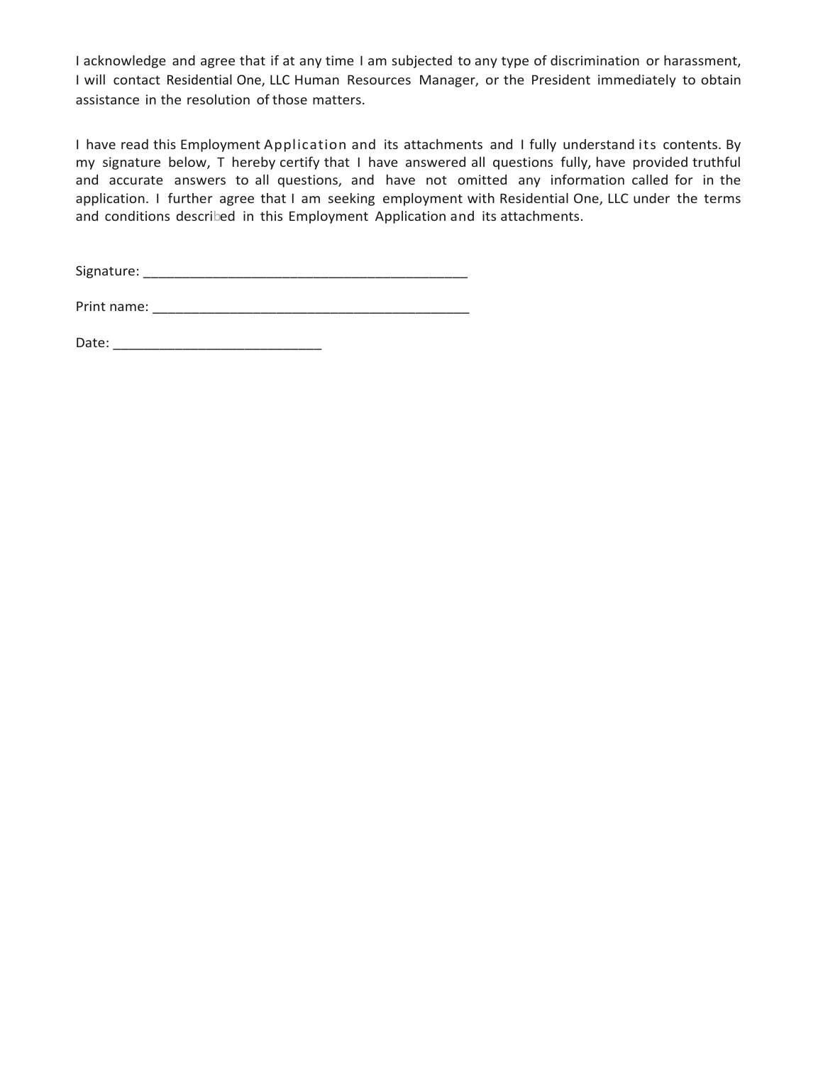I acknowledge and agree that if at any time I am subjected to any type of discrimination or harassment, I will contact Residential One, LLC Human Resources Manager, or the President immediately to obtain assistance in the resolution of those matters.

I have read this Employment Application and its attachments and I fully understand its contents. By my signature below, T hereby certify that I have answered all questions fully, have provided truthful and accurate answers to all questions, and have not omitted any information called for in the application. I further agree that I am seeking employment with Residential One, LLC under the terms and conditions described in this Employment Application and its attachments.

Signature: ___________________________________________

Print name: __________________________________________

Date: ___________________________